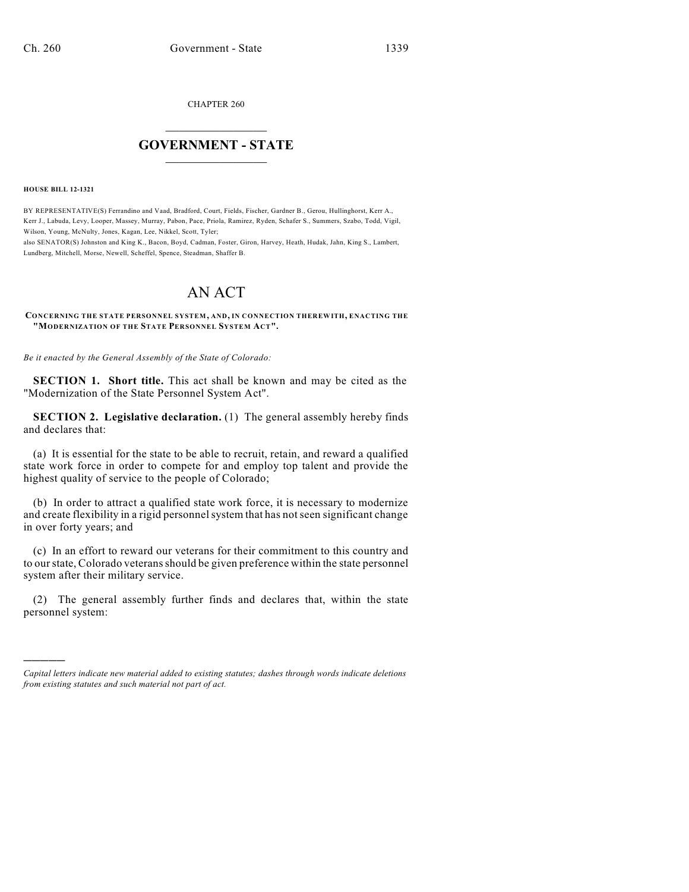CHAPTER 260

# GOVERNMENT - STATE

**HOUSE BILL 12-1321**

BY REPRESENTATIVE(S) Ferrandino and Vaad, Bradford, Court, Fields, Fischer, Gardner B., Gerou, Hullinghorst, Kerr A., Kerr J., Labuda, Levy, Looper, Massey, Murray, Pabon, Pace, Priola, Ramirez, Ryden, Schafer S., Summers, Szabo, Todd, Vigil, Wilson, Young, McNulty, Jones, Kagan, Lee, Nikkel, Scott, Tyler;
also SENATOR(S) Johnston and King K., Bacon, Boyd, Cadman, Foster, Giron, Harvey, Heath, Hudak, Jahn, King S., Lambert, Lundberg, Mitchell, Morse, Newell, Scheffel, Spence, Steadman, Shaffer B.

# AN ACT

**CONCERNING THE STATE PERSONNEL SYSTEM, AND, IN CONNECTION THEREWITH, ENACTING THE "MODERNIZATION OF THE STATE PERSONNEL SYSTEM ACT".**

*Be it enacted by the General Assembly of the State of Colorado:*

**SECTION 1. Short title.** This act shall be known and may be cited as the "Modernization of the State Personnel System Act".

**SECTION 2. Legislative declaration.** (1) The general assembly hereby finds and declares that:

(a) It is essential for the state to be able to recruit, retain, and reward a qualified state work force in order to compete for and employ top talent and provide the highest quality of service to the people of Colorado;

(b) In order to attract a qualified state work force, it is necessary to modernize and create flexibility in a rigid personnel system that has not seen significant change in over forty years; and

(c) In an effort to reward our veterans for their commitment to this country and to our state, Colorado veterans should be given preference within the state personnel system after their military service.

(2) The general assembly further finds and declares that, within the state personnel system:

*Capital letters indicate new material added to existing statutes; dashes through words indicate deletions from existing statutes and such material not part of act.*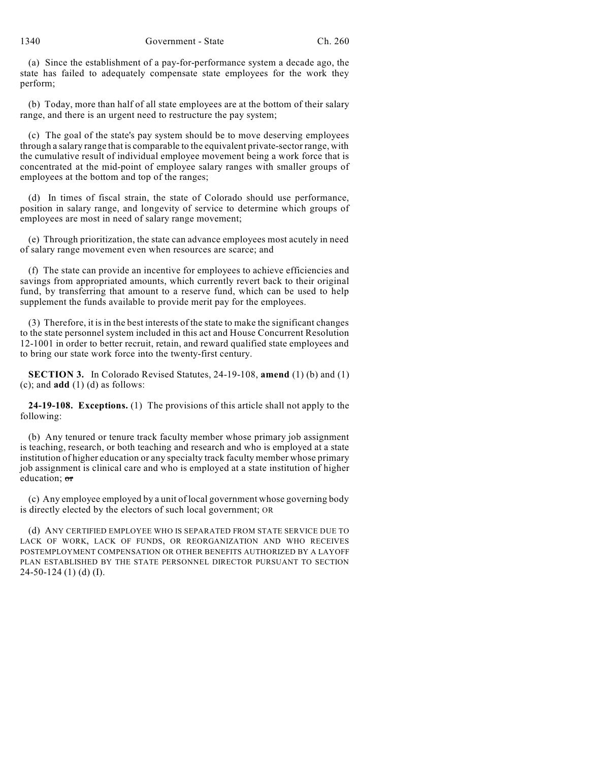(a) Since the establishment of a pay-for-performance system a decade ago, the state has failed to adequately compensate state employees for the work they perform;

(b) Today, more than half of all state employees are at the bottom of their salary range, and there is an urgent need to restructure the pay system;

(c) The goal of the state's pay system should be to move deserving employees through a salary range that is comparable to the equivalent private-sector range, with the cumulative result of individual employee movement being a work force that is concentrated at the mid-point of employee salary ranges with smaller groups of employees at the bottom and top of the ranges;

(d) In times of fiscal strain, the state of Colorado should use performance, position in salary range, and longevity of service to determine which groups of employees are most in need of salary range movement;

(e) Through prioritization, the state can advance employees most acutely in need of salary range movement even when resources are scarce; and

(f) The state can provide an incentive for employees to achieve efficiencies and savings from appropriated amounts, which currently revert back to their original fund, by transferring that amount to a reserve fund, which can be used to help supplement the funds available to provide merit pay for the employees.

(3) Therefore, it is in the best interests of the state to make the significant changes to the state personnel system included in this act and House Concurrent Resolution 12-1001 in order to better recruit, retain, and reward qualified state employees and to bring our state work force into the twenty-first century.

**SECTION 3.** In Colorado Revised Statutes, 24-19-108, **amend** (1) (b) and (1) (c); and **add** (1) (d) as follows:

**24-19-108. Exceptions.** (1) The provisions of this article shall not apply to the following:

(b) Any tenured or tenure track faculty member whose primary job assignment is teaching, research, or both teaching and research and who is employed at a state institution of higher education or any specialty track faculty member whose primary job assignment is clinical care and who is employed at a state institution of higher education; ~~or~~

(c) Any employee employed by a unit of local government whose governing body is directly elected by the electors of such local government; OR

(d) ANY CERTIFIED EMPLOYEE WHO IS SEPARATED FROM STATE SERVICE DUE TO LACK OF WORK, LACK OF FUNDS, OR REORGANIZATION AND WHO RECEIVES POSTEMPLOYMENT COMPENSATION OR OTHER BENEFITS AUTHORIZED BY A LAYOFF PLAN ESTABLISHED BY THE STATE PERSONNEL DIRECTOR PURSUANT TO SECTION 24-50-124 (1) (d) (I).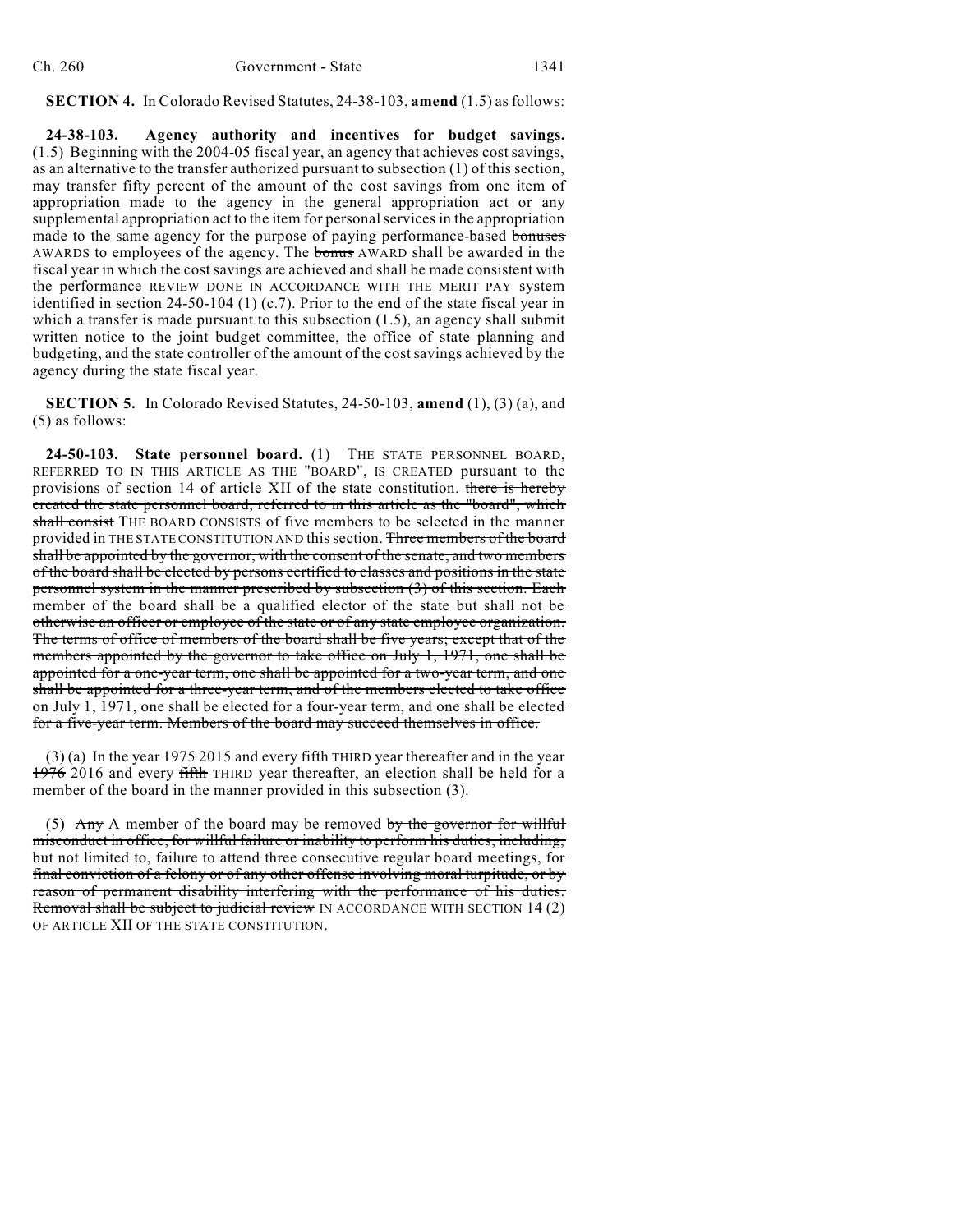**SECTION 4.** In Colorado Revised Statutes, 24-38-103, **amend** (1.5) as follows:

**24-38-103. Agency authority and incentives for budget savings.** (1.5) Beginning with the 2004-05 fiscal year, an agency that achieves cost savings, as an alternative to the transfer authorized pursuant to subsection (1) of this section, may transfer fifty percent of the amount of the cost savings from one item of appropriation made to the agency in the general appropriation act or any supplemental appropriation act to the item for personal services in the appropriation made to the same agency for the purpose of paying performance-based ~~bonuses~~ AWARDS to employees of the agency. The ~~bonus~~ AWARD shall be awarded in the fiscal year in which the cost savings are achieved and shall be made consistent with the performance REVIEW DONE IN ACCORDANCE WITH THE MERIT PAY system identified in section 24-50-104 (1) (c.7). Prior to the end of the state fiscal year in which a transfer is made pursuant to this subsection (1.5), an agency shall submit written notice to the joint budget committee, the office of state planning and budgeting, and the state controller of the amount of the cost savings achieved by the agency during the state fiscal year.

**SECTION 5.** In Colorado Revised Statutes, 24-50-103, **amend** (1), (3) (a), and (5) as follows:

**24-50-103. State personnel board.** (1) THE STATE PERSONNEL BOARD, REFERRED TO IN THIS ARTICLE AS THE "BOARD", IS CREATED pursuant to the provisions of section 14 of article XII of the state constitution. ~~there is hereby created the state personnel board, referred to in this article as the "board", which shall consist~~ THE BOARD CONSISTS of five members to be selected in the manner provided in THE STATE CONSTITUTION AND this section. ~~Three members of the board shall be appointed by the governor, with the consent of the senate, and two members of the board shall be elected by persons certified to classes and positions in the state personnel system in the manner prescribed by subsection (3) of this section. Each member of the board shall be a qualified elector of the state but shall not be otherwise an officer or employee of the state or of any state employee organization. The terms of office of members of the board shall be five years; except that of the members appointed by the governor to take office on July 1, 1971, one shall be appointed for a one-year term, one shall be appointed for a two-year term, and one shall be appointed for a three-year term, and of the members elected to take office on July 1, 1971, one shall be elected for a four-year term, and one shall be elected for a five-year term. Members of the board may succeed themselves in office.~~

(3) (a) In the year ~~1975~~ 2015 and every ~~fifth~~ THIRD year thereafter and in the year ~~1976~~ 2016 and every ~~fifth~~ THIRD year thereafter, an election shall be held for a member of the board in the manner provided in this subsection (3).

(5) ~~Any~~ A member of the board may be removed ~~by the governor for willful misconduct in office, for willful failure or inability to perform his duties, including, but not limited to, failure to attend three consecutive regular board meetings, for final conviction of a felony or of any other offense involving moral turpitude, or by reason of permanent disability interfering with the performance of his duties. Removal shall be subject to judicial review~~ IN ACCORDANCE WITH SECTION 14 (2) OF ARTICLE XII OF THE STATE CONSTITUTION.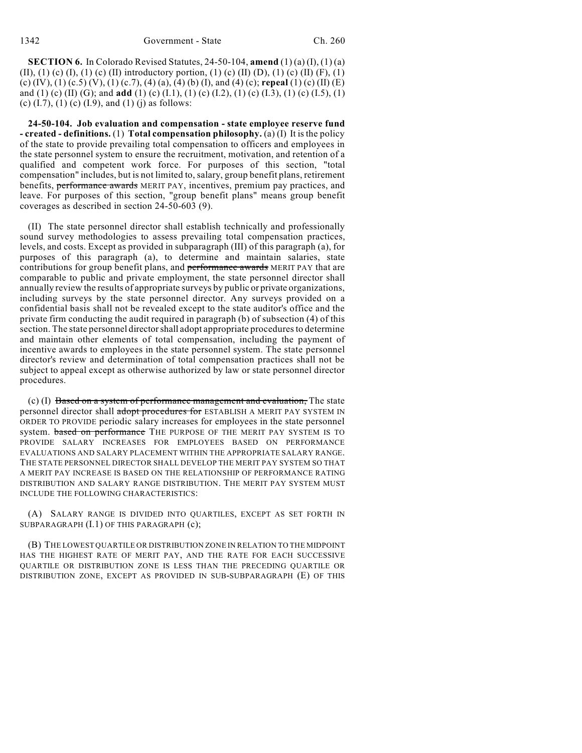**SECTION 6.** In Colorado Revised Statutes, 24-50-104, **amend** (1) (a) (I), (1) (a) (II), (1) (c) (I), (1) (c) (II) introductory portion, (1) (c) (II) (D), (1) (c) (II) (F), (1) (c) (IV), (1) (c.5) (V), (1) (c.7), (4) (a), (4) (b) (I), and (4) (c); **repeal** (1) (c) (II) (E) and (1) (c) (II) (G); and **add** (1) (c) (I.1), (1) (c) (I.2), (1) (c) (I.3), (1) (c) (I.5), (1) (c) (I.7), (1) (c) (I.9), and (1) (j) as follows:

**24-50-104. Job evaluation and compensation - state employee reserve fund - created - definitions.** (1) **Total compensation philosophy.** (a) (I) It is the policy of the state to provide prevailing total compensation to officers and employees in the state personnel system to ensure the recruitment, motivation, and retention of a qualified and competent work force. For purposes of this section, "total compensation" includes, but is not limited to, salary, group benefit plans, retirement benefits, ~~performance awards~~ MERIT PAY, incentives, premium pay practices, and leave. For purposes of this section, "group benefit plans" means group benefit coverages as described in section 24-50-603 (9).

(II) The state personnel director shall establish technically and professionally sound survey methodologies to assess prevailing total compensation practices, levels, and costs. Except as provided in subparagraph (III) of this paragraph (a), for purposes of this paragraph (a), to determine and maintain salaries, state contributions for group benefit plans, and ~~performance awards~~ MERIT PAY that are comparable to public and private employment, the state personnel director shall annually review the results of appropriate surveys by public or private organizations, including surveys by the state personnel director. Any surveys provided on a confidential basis shall not be revealed except to the state auditor's office and the private firm conducting the audit required in paragraph (b) of subsection (4) of this section. The state personnel director shall adopt appropriate procedures to determine and maintain other elements of total compensation, including the payment of incentive awards to employees in the state personnel system. The state personnel director's review and determination of total compensation practices shall not be subject to appeal except as otherwise authorized by law or state personnel director procedures.

(c) (I) ~~Based on a system of performance management and evaluation,~~ The state personnel director shall ~~adopt procedures for~~ ESTABLISH A MERIT PAY SYSTEM IN ORDER TO PROVIDE periodic salary increases for employees in the state personnel system. ~~based on performance~~ THE PURPOSE OF THE MERIT PAY SYSTEM IS TO PROVIDE SALARY INCREASES FOR EMPLOYEES BASED ON PERFORMANCE EVALUATIONS AND SALARY PLACEMENT WITHIN THE APPROPRIATE SALARY RANGE. THE STATE PERSONNEL DIRECTOR SHALL DEVELOP THE MERIT PAY SYSTEM SO THAT A MERIT PAY INCREASE IS BASED ON THE RELATIONSHIP OF PERFORMANCE RATING DISTRIBUTION AND SALARY RANGE DISTRIBUTION. THE MERIT PAY SYSTEM MUST INCLUDE THE FOLLOWING CHARACTERISTICS:

(A) SALARY RANGE IS DIVIDED INTO QUARTILES, EXCEPT AS SET FORTH IN SUBPARAGRAPH (I.1) OF THIS PARAGRAPH (c);

(B) THE LOWEST QUARTILE OR DISTRIBUTION ZONE IN RELATION TO THE MIDPOINT HAS THE HIGHEST RATE OF MERIT PAY, AND THE RATE FOR EACH SUCCESSIVE QUARTILE OR DISTRIBUTION ZONE IS LESS THAN THE PRECEDING QUARTILE OR DISTRIBUTION ZONE, EXCEPT AS PROVIDED IN SUB-SUBPARAGRAPH (E) OF THIS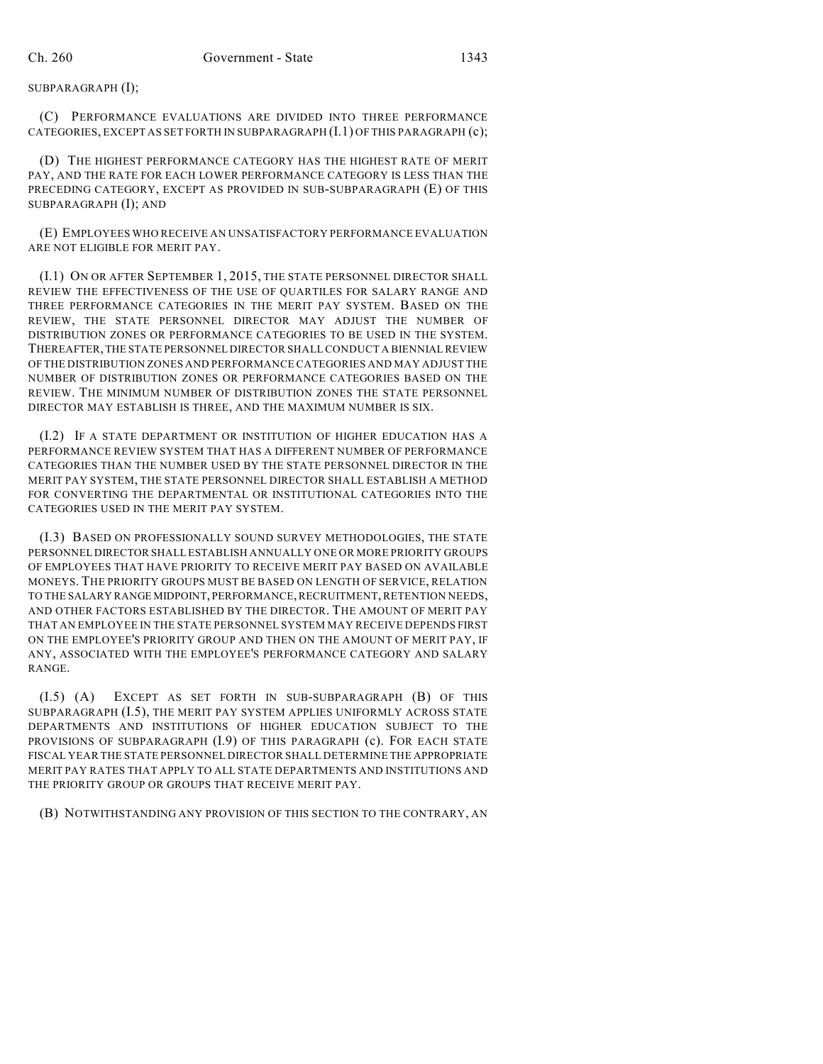SUBPARAGRAPH (I);

(C) PERFORMANCE EVALUATIONS ARE DIVIDED INTO THREE PERFORMANCE CATEGORIES, EXCEPT AS SET FORTH IN SUBPARAGRAPH (I.1) OF THIS PARAGRAPH (c);

(D) THE HIGHEST PERFORMANCE CATEGORY HAS THE HIGHEST RATE OF MERIT PAY, AND THE RATE FOR EACH LOWER PERFORMANCE CATEGORY IS LESS THAN THE PRECEDING CATEGORY, EXCEPT AS PROVIDED IN SUB-SUBPARAGRAPH (E) OF THIS SUBPARAGRAPH (I); AND

(E) EMPLOYEES WHO RECEIVE AN UNSATISFACTORY PERFORMANCE EVALUATION ARE NOT ELIGIBLE FOR MERIT PAY.

(I.1) ON OR AFTER SEPTEMBER 1, 2015, THE STATE PERSONNEL DIRECTOR SHALL REVIEW THE EFFECTIVENESS OF THE USE OF QUARTILES FOR SALARY RANGE AND THREE PERFORMANCE CATEGORIES IN THE MERIT PAY SYSTEM. BASED ON THE REVIEW, THE STATE PERSONNEL DIRECTOR MAY ADJUST THE NUMBER OF DISTRIBUTION ZONES OR PERFORMANCE CATEGORIES TO BE USED IN THE SYSTEM. THEREAFTER, THE STATE PERSONNEL DIRECTOR SHALL CONDUCT A BIENNIAL REVIEW OF THE DISTRIBUTION ZONES AND PERFORMANCE CATEGORIES AND MAY ADJUST THE NUMBER OF DISTRIBUTION ZONES OR PERFORMANCE CATEGORIES BASED ON THE REVIEW. THE MINIMUM NUMBER OF DISTRIBUTION ZONES THE STATE PERSONNEL DIRECTOR MAY ESTABLISH IS THREE, AND THE MAXIMUM NUMBER IS SIX.

(I.2) IF A STATE DEPARTMENT OR INSTITUTION OF HIGHER EDUCATION HAS A PERFORMANCE REVIEW SYSTEM THAT HAS A DIFFERENT NUMBER OF PERFORMANCE CATEGORIES THAN THE NUMBER USED BY THE STATE PERSONNEL DIRECTOR IN THE MERIT PAY SYSTEM, THE STATE PERSONNEL DIRECTOR SHALL ESTABLISH A METHOD FOR CONVERTING THE DEPARTMENTAL OR INSTITUTIONAL CATEGORIES INTO THE CATEGORIES USED IN THE MERIT PAY SYSTEM.

(I.3) BASED ON PROFESSIONALLY SOUND SURVEY METHODOLOGIES, THE STATE PERSONNEL DIRECTOR SHALL ESTABLISH ANNUALLY ONE OR MORE PRIORITY GROUPS OF EMPLOYEES THAT HAVE PRIORITY TO RECEIVE MERIT PAY BASED ON AVAILABLE MONEYS. THE PRIORITY GROUPS MUST BE BASED ON LENGTH OF SERVICE, RELATION TO THE SALARY RANGE MIDPOINT, PERFORMANCE, RECRUITMENT, RETENTION NEEDS, AND OTHER FACTORS ESTABLISHED BY THE DIRECTOR. THE AMOUNT OF MERIT PAY THAT AN EMPLOYEE IN THE STATE PERSONNEL SYSTEM MAY RECEIVE DEPENDS FIRST ON THE EMPLOYEE'S PRIORITY GROUP AND THEN ON THE AMOUNT OF MERIT PAY, IF ANY, ASSOCIATED WITH THE EMPLOYEE'S PERFORMANCE CATEGORY AND SALARY RANGE.

(I.5) (A) EXCEPT AS SET FORTH IN SUB-SUBPARAGRAPH (B) OF THIS SUBPARAGRAPH (I.5), THE MERIT PAY SYSTEM APPLIES UNIFORMLY ACROSS STATE DEPARTMENTS AND INSTITUTIONS OF HIGHER EDUCATION SUBJECT TO THE PROVISIONS OF SUBPARAGRAPH (I.9) OF THIS PARAGRAPH (c). FOR EACH STATE FISCAL YEAR THE STATE PERSONNEL DIRECTOR SHALL DETERMINE THE APPROPRIATE MERIT PAY RATES THAT APPLY TO ALL STATE DEPARTMENTS AND INSTITUTIONS AND THE PRIORITY GROUP OR GROUPS THAT RECEIVE MERIT PAY.

(B) NOTWITHSTANDING ANY PROVISION OF THIS SECTION TO THE CONTRARY, AN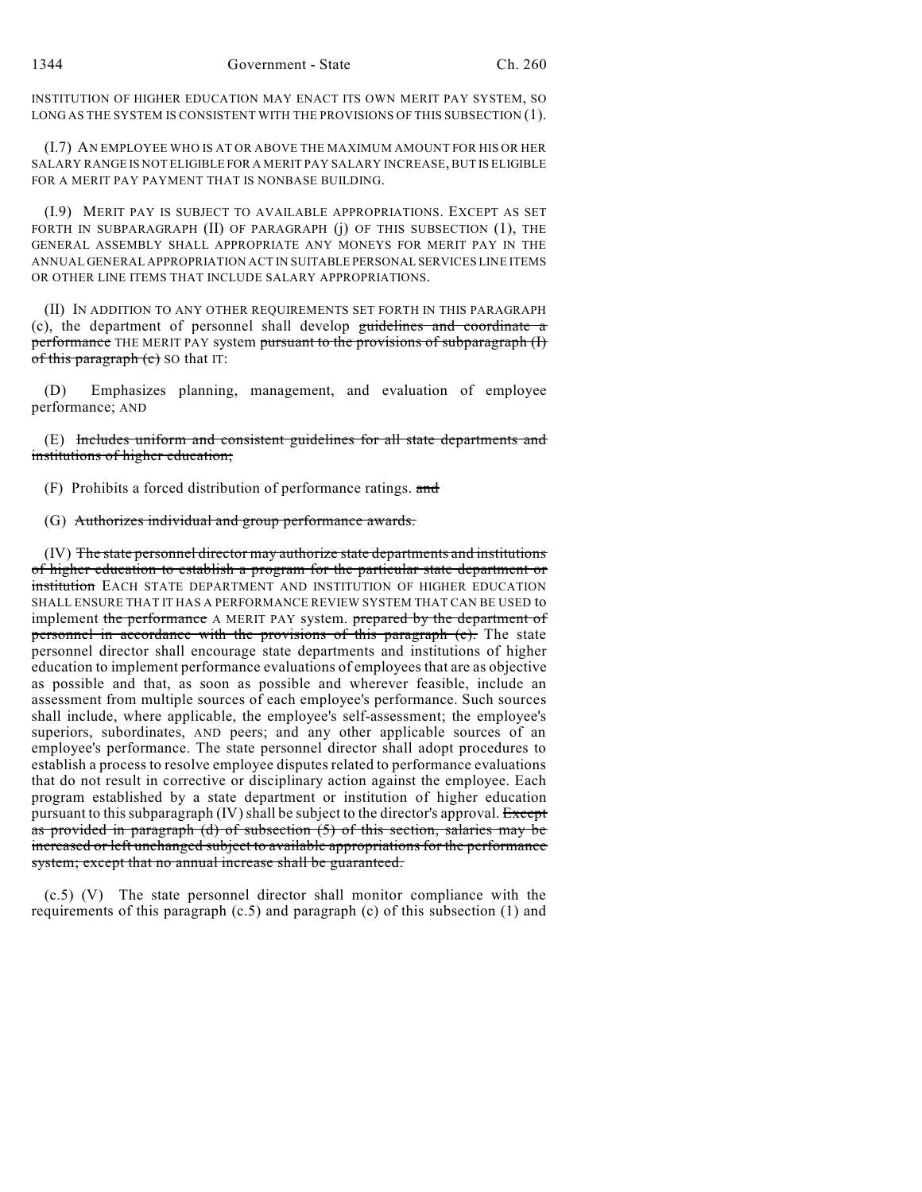INSTITUTION OF HIGHER EDUCATION MAY ENACT ITS OWN MERIT PAY SYSTEM, SO LONG AS THE SYSTEM IS CONSISTENT WITH THE PROVISIONS OF THIS SUBSECTION (1).

(I.7) AN EMPLOYEE WHO IS AT OR ABOVE THE MAXIMUM AMOUNT FOR HIS OR HER SALARY RANGE IS NOT ELIGIBLE FOR A MERIT PAY SALARY INCREASE, BUT IS ELIGIBLE FOR A MERIT PAY PAYMENT THAT IS NONBASE BUILDING.

(I.9) MERIT PAY IS SUBJECT TO AVAILABLE APPROPRIATIONS. EXCEPT AS SET FORTH IN SUBPARAGRAPH (II) OF PARAGRAPH (j) OF THIS SUBSECTION (1), THE GENERAL ASSEMBLY SHALL APPROPRIATE ANY MONEYS FOR MERIT PAY IN THE ANNUAL GENERAL APPROPRIATION ACT IN SUITABLE PERSONAL SERVICES LINE ITEMS OR OTHER LINE ITEMS THAT INCLUDE SALARY APPROPRIATIONS.

(II) IN ADDITION TO ANY OTHER REQUIREMENTS SET FORTH IN THIS PARAGRAPH (c), the department of personnel shall develop ~~guidelines and coordinate a performance~~ THE MERIT PAY system ~~pursuant to the provisions of subparagraph (I) of this paragraph (c)~~ SO that IT:

(D) Emphasizes planning, management, and evaluation of employee performance; AND

(E) ~~Includes uniform and consistent guidelines for all state departments and institutions of higher education;~~

(F) Prohibits a forced distribution of performance ratings. ~~and~~

(G) ~~Authorizes individual and group performance awards.~~

(IV) ~~The state personnel director may authorize state departments and institutions of higher education to establish a program for the particular state department or institution~~ EACH STATE DEPARTMENT AND INSTITUTION OF HIGHER EDUCATION SHALL ENSURE THAT IT HAS A PERFORMANCE REVIEW SYSTEM THAT CAN BE USED to implement ~~the performance~~ A MERIT PAY system. ~~prepared by the department of personnel in accordance with the provisions of this paragraph (c).~~ The state personnel director shall encourage state departments and institutions of higher education to implement performance evaluations of employees that are as objective as possible and that, as soon as possible and wherever feasible, include an assessment from multiple sources of each employee's performance. Such sources shall include, where applicable, the employee's self-assessment; the employee's superiors, subordinates, AND peers; and any other applicable sources of an employee's performance. The state personnel director shall adopt procedures to establish a process to resolve employee disputes related to performance evaluations that do not result in corrective or disciplinary action against the employee. Each program established by a state department or institution of higher education pursuant to this subparagraph (IV) shall be subject to the director's approval. ~~Except as provided in paragraph (d) of subsection (5) of this section, salaries may be increased or left unchanged subject to available appropriations for the performance system; except that no annual increase shall be guaranteed.~~

(c.5) (V) The state personnel director shall monitor compliance with the requirements of this paragraph (c.5) and paragraph (c) of this subsection (1) and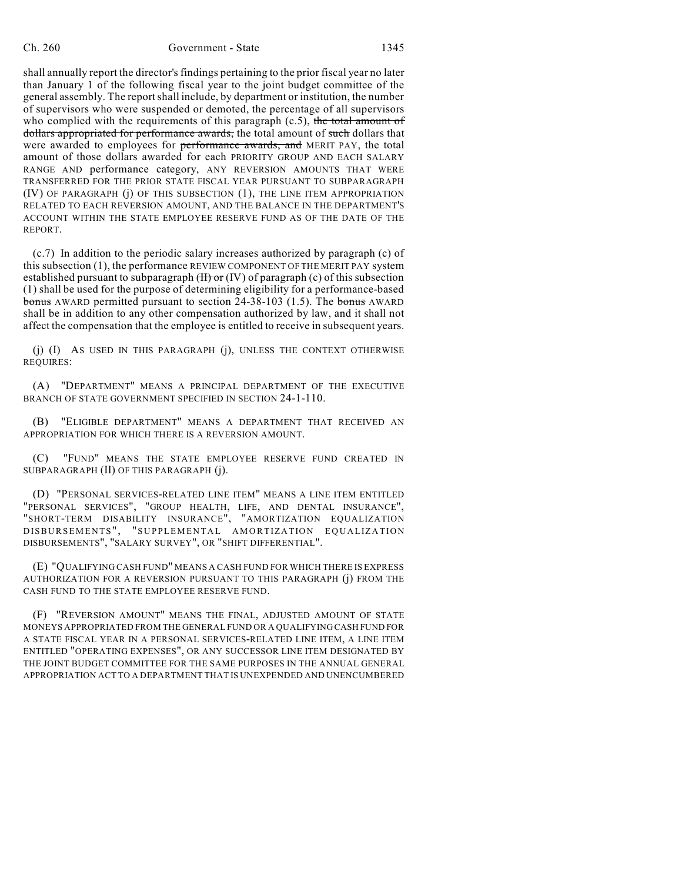shall annually report the director's findings pertaining to the prior fiscal year no later than January 1 of the following fiscal year to the joint budget committee of the general assembly. The report shall include, by department or institution, the number of supervisors who were suspended or demoted, the percentage of all supervisors who complied with the requirements of this paragraph (c.5), ~~the total amount of dollars appropriated for performance awards,~~ the total amount of ~~such~~ dollars that were awarded to employees for ~~performance awards, and~~ MERIT PAY, the total amount of those dollars awarded for each PRIORITY GROUP AND EACH SALARY RANGE AND performance category, ANY REVERSION AMOUNTS THAT WERE TRANSFERRED FOR THE PRIOR STATE FISCAL YEAR PURSUANT TO SUBPARAGRAPH (IV) OF PARAGRAPH (j) OF THIS SUBSECTION (1), THE LINE ITEM APPROPRIATION RELATED TO EACH REVERSION AMOUNT, AND THE BALANCE IN THE DEPARTMENT'S ACCOUNT WITHIN THE STATE EMPLOYEE RESERVE FUND AS OF THE DATE OF THE REPORT.

(c.7) In addition to the periodic salary increases authorized by paragraph (c) of this subsection (1), the performance REVIEW COMPONENT OF THE MERIT PAY system established pursuant to subparagraph ~~(II) or~~ (IV) of paragraph (c) of this subsection (1) shall be used for the purpose of determining eligibility for a performance-based ~~bonus~~ AWARD permitted pursuant to section 24-38-103 (1.5). The ~~bonus~~ AWARD shall be in addition to any other compensation authorized by law, and it shall not affect the compensation that the employee is entitled to receive in subsequent years.

(j) (I) AS USED IN THIS PARAGRAPH (j), UNLESS THE CONTEXT OTHERWISE REQUIRES:

(A) "DEPARTMENT" MEANS A PRINCIPAL DEPARTMENT OF THE EXECUTIVE BRANCH OF STATE GOVERNMENT SPECIFIED IN SECTION 24-1-110.

(B) "ELIGIBLE DEPARTMENT" MEANS A DEPARTMENT THAT RECEIVED AN APPROPRIATION FOR WHICH THERE IS A REVERSION AMOUNT.

(C) "FUND" MEANS THE STATE EMPLOYEE RESERVE FUND CREATED IN SUBPARAGRAPH (II) OF THIS PARAGRAPH (j).

(D) "PERSONAL SERVICES-RELATED LINE ITEM" MEANS A LINE ITEM ENTITLED "PERSONAL SERVICES", "GROUP HEALTH, LIFE, AND DENTAL INSURANCE", "SHORT-TERM DISABILITY INSURANCE", "AMORTIZATION EQUALIZATION DISBURSEMENTS", "SUPPLEMENTAL AMORTIZATION EQUALIZATION DISBURSEMENTS", "SALARY SURVEY", OR "SHIFT DIFFERENTIAL".

(E) "QUALIFYING CASH FUND" MEANS A CASH FUND FOR WHICH THERE IS EXPRESS AUTHORIZATION FOR A REVERSION PURSUANT TO THIS PARAGRAPH (j) FROM THE CASH FUND TO THE STATE EMPLOYEE RESERVE FUND.

(F) "REVERSION AMOUNT" MEANS THE FINAL, ADJUSTED AMOUNT OF STATE MONEYS APPROPRIATED FROM THE GENERAL FUND OR A QUALIFYING CASH FUND FOR A STATE FISCAL YEAR IN A PERSONAL SERVICES-RELATED LINE ITEM, A LINE ITEM ENTITLED "OPERATING EXPENSES", OR ANY SUCCESSOR LINE ITEM DESIGNATED BY THE JOINT BUDGET COMMITTEE FOR THE SAME PURPOSES IN THE ANNUAL GENERAL APPROPRIATION ACT TO A DEPARTMENT THAT IS UNEXPENDED AND UNENCUMBERED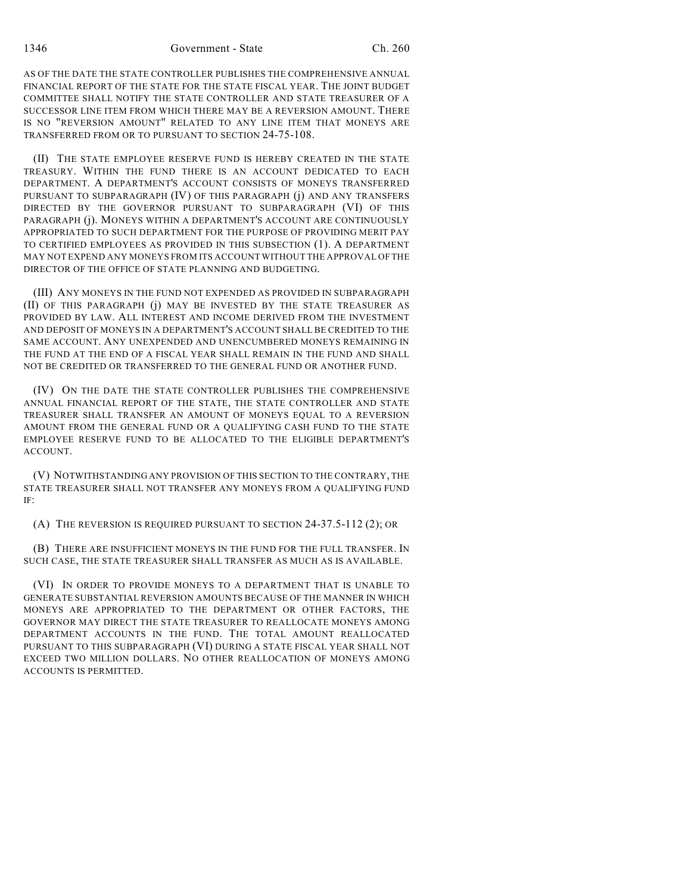AS OF THE DATE THE STATE CONTROLLER PUBLISHES THE COMPREHENSIVE ANNUAL FINANCIAL REPORT OF THE STATE FOR THE STATE FISCAL YEAR. THE JOINT BUDGET COMMITTEE SHALL NOTIFY THE STATE CONTROLLER AND STATE TREASURER OF A SUCCESSOR LINE ITEM FROM WHICH THERE MAY BE A REVERSION AMOUNT. THERE IS NO "REVERSION AMOUNT" RELATED TO ANY LINE ITEM THAT MONEYS ARE TRANSFERRED FROM OR TO PURSUANT TO SECTION 24-75-108.

(II) THE STATE EMPLOYEE RESERVE FUND IS HEREBY CREATED IN THE STATE TREASURY. WITHIN THE FUND THERE IS AN ACCOUNT DEDICATED TO EACH DEPARTMENT. A DEPARTMENT'S ACCOUNT CONSISTS OF MONEYS TRANSFERRED PURSUANT TO SUBPARAGRAPH (IV) OF THIS PARAGRAPH (j) AND ANY TRANSFERS DIRECTED BY THE GOVERNOR PURSUANT TO SUBPARAGRAPH (VI) OF THIS PARAGRAPH (j). MONEYS WITHIN A DEPARTMENT'S ACCOUNT ARE CONTINUOUSLY APPROPRIATED TO SUCH DEPARTMENT FOR THE PURPOSE OF PROVIDING MERIT PAY TO CERTIFIED EMPLOYEES AS PROVIDED IN THIS SUBSECTION (1). A DEPARTMENT MAY NOT EXPEND ANY MONEYS FROM ITS ACCOUNT WITHOUT THE APPROVAL OF THE DIRECTOR OF THE OFFICE OF STATE PLANNING AND BUDGETING.

(III) ANY MONEYS IN THE FUND NOT EXPENDED AS PROVIDED IN SUBPARAGRAPH (II) OF THIS PARAGRAPH (j) MAY BE INVESTED BY THE STATE TREASURER AS PROVIDED BY LAW. ALL INTEREST AND INCOME DERIVED FROM THE INVESTMENT AND DEPOSIT OF MONEYS IN A DEPARTMENT'S ACCOUNT SHALL BE CREDITED TO THE SAME ACCOUNT. ANY UNEXPENDED AND UNENCUMBERED MONEYS REMAINING IN THE FUND AT THE END OF A FISCAL YEAR SHALL REMAIN IN THE FUND AND SHALL NOT BE CREDITED OR TRANSFERRED TO THE GENERAL FUND OR ANOTHER FUND.

(IV) ON THE DATE THE STATE CONTROLLER PUBLISHES THE COMPREHENSIVE ANNUAL FINANCIAL REPORT OF THE STATE, THE STATE CONTROLLER AND STATE TREASURER SHALL TRANSFER AN AMOUNT OF MONEYS EQUAL TO A REVERSION AMOUNT FROM THE GENERAL FUND OR A QUALIFYING CASH FUND TO THE STATE EMPLOYEE RESERVE FUND TO BE ALLOCATED TO THE ELIGIBLE DEPARTMENT'S ACCOUNT.

(V) NOTWITHSTANDING ANY PROVISION OF THIS SECTION TO THE CONTRARY, THE STATE TREASURER SHALL NOT TRANSFER ANY MONEYS FROM A QUALIFYING FUND IF:

(A) THE REVERSION IS REQUIRED PURSUANT TO SECTION 24-37.5-112 (2); OR

(B) THERE ARE INSUFFICIENT MONEYS IN THE FUND FOR THE FULL TRANSFER. IN SUCH CASE, THE STATE TREASURER SHALL TRANSFER AS MUCH AS IS AVAILABLE.

(VI) IN ORDER TO PROVIDE MONEYS TO A DEPARTMENT THAT IS UNABLE TO GENERATE SUBSTANTIAL REVERSION AMOUNTS BECAUSE OF THE MANNER IN WHICH MONEYS ARE APPROPRIATED TO THE DEPARTMENT OR OTHER FACTORS, THE GOVERNOR MAY DIRECT THE STATE TREASURER TO REALLOCATE MONEYS AMONG DEPARTMENT ACCOUNTS IN THE FUND. THE TOTAL AMOUNT REALLOCATED PURSUANT TO THIS SUBPARAGRAPH (VI) DURING A STATE FISCAL YEAR SHALL NOT EXCEED TWO MILLION DOLLARS. NO OTHER REALLOCATION OF MONEYS AMONG ACCOUNTS IS PERMITTED.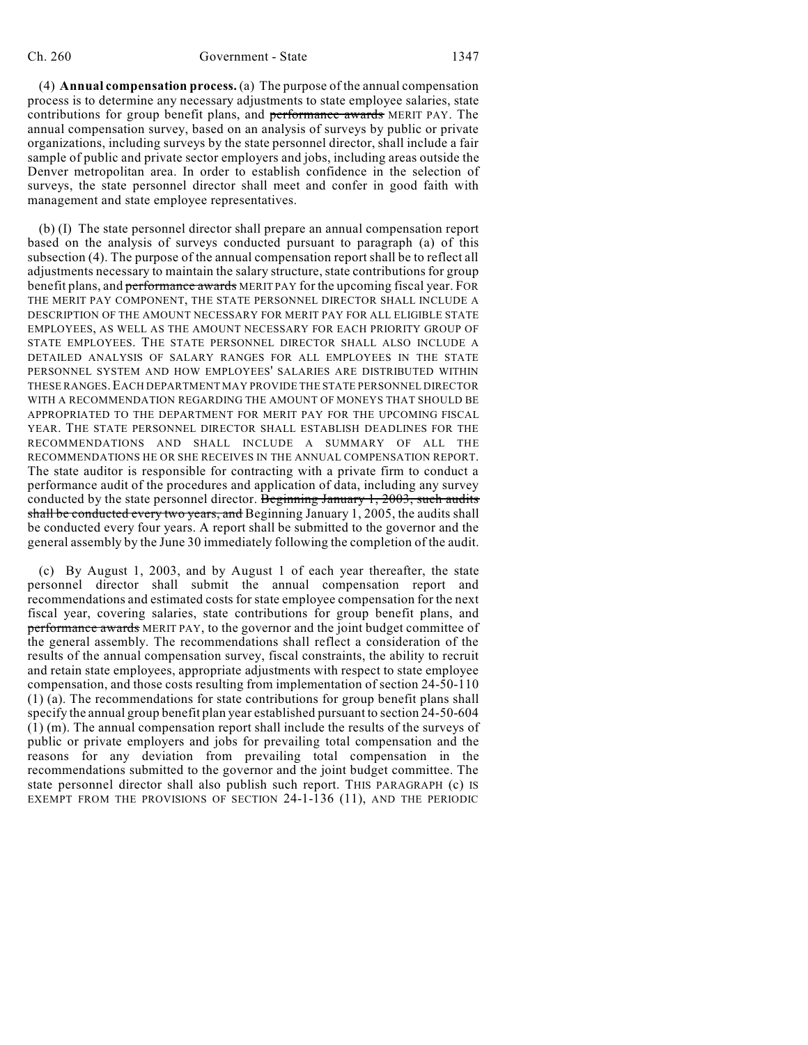(4) **Annual compensation process.** (a) The purpose of the annual compensation process is to determine any necessary adjustments to state employee salaries, state contributions for group benefit plans, and ~~performance awards~~ MERIT PAY. The annual compensation survey, based on an analysis of surveys by public or private organizations, including surveys by the state personnel director, shall include a fair sample of public and private sector employers and jobs, including areas outside the Denver metropolitan area. In order to establish confidence in the selection of surveys, the state personnel director shall meet and confer in good faith with management and state employee representatives.

(b) (I) The state personnel director shall prepare an annual compensation report based on the analysis of surveys conducted pursuant to paragraph (a) of this subsection (4). The purpose of the annual compensation report shall be to reflect all adjustments necessary to maintain the salary structure, state contributions for group benefit plans, and ~~performance awards~~ MERIT PAY for the upcoming fiscal year. FOR THE MERIT PAY COMPONENT, THE STATE PERSONNEL DIRECTOR SHALL INCLUDE A DESCRIPTION OF THE AMOUNT NECESSARY FOR MERIT PAY FOR ALL ELIGIBLE STATE EMPLOYEES, AS WELL AS THE AMOUNT NECESSARY FOR EACH PRIORITY GROUP OF STATE EMPLOYEES. THE STATE PERSONNEL DIRECTOR SHALL ALSO INCLUDE A DETAILED ANALYSIS OF SALARY RANGES FOR ALL EMPLOYEES IN THE STATE PERSONNEL SYSTEM AND HOW EMPLOYEES' SALARIES ARE DISTRIBUTED WITHIN THESE RANGES. EACH DEPARTMENT MAY PROVIDE THE STATE PERSONNEL DIRECTOR WITH A RECOMMENDATION REGARDING THE AMOUNT OF MONEYS THAT SHOULD BE APPROPRIATED TO THE DEPARTMENT FOR MERIT PAY FOR THE UPCOMING FISCAL YEAR. THE STATE PERSONNEL DIRECTOR SHALL ESTABLISH DEADLINES FOR THE RECOMMENDATIONS AND SHALL INCLUDE A SUMMARY OF ALL THE RECOMMENDATIONS HE OR SHE RECEIVES IN THE ANNUAL COMPENSATION REPORT. The state auditor is responsible for contracting with a private firm to conduct a performance audit of the procedures and application of data, including any survey conducted by the state personnel director. ~~Beginning January 1, 2003, such audits shall be conducted every two years, and~~ Beginning January 1, 2005, the audits shall be conducted every four years. A report shall be submitted to the governor and the general assembly by the June 30 immediately following the completion of the audit.

(c) By August 1, 2003, and by August 1 of each year thereafter, the state personnel director shall submit the annual compensation report and recommendations and estimated costs for state employee compensation for the next fiscal year, covering salaries, state contributions for group benefit plans, and ~~performance awards~~ MERIT PAY, to the governor and the joint budget committee of the general assembly. The recommendations shall reflect a consideration of the results of the annual compensation survey, fiscal constraints, the ability to recruit and retain state employees, appropriate adjustments with respect to state employee compensation, and those costs resulting from implementation of section 24-50-110 (1) (a). The recommendations for state contributions for group benefit plans shall specify the annual group benefit plan year established pursuant to section 24-50-604 (1) (m). The annual compensation report shall include the results of the surveys of public or private employers and jobs for prevailing total compensation and the reasons for any deviation from prevailing total compensation in the recommendations submitted to the governor and the joint budget committee. The state personnel director shall also publish such report. THIS PARAGRAPH (c) IS EXEMPT FROM THE PROVISIONS OF SECTION 24-1-136 (11), AND THE PERIODIC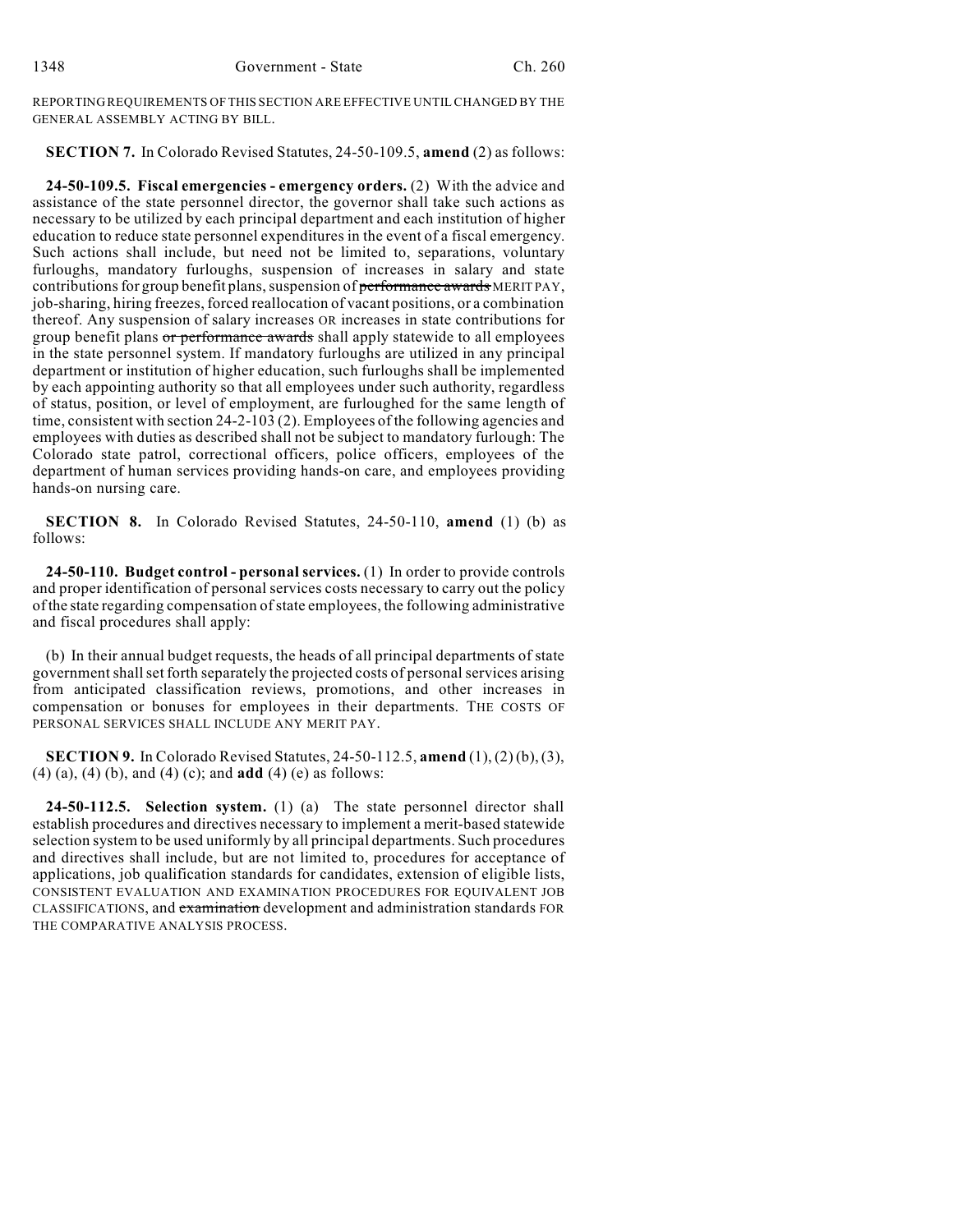REPORTING REQUIREMENTS OF THIS SECTION ARE EFFECTIVE UNTIL CHANGED BY THE GENERAL ASSEMBLY ACTING BY BILL.

**SECTION 7.** In Colorado Revised Statutes, 24-50-109.5, **amend** (2) as follows:

**24-50-109.5. Fiscal emergencies - emergency orders.** (2) With the advice and assistance of the state personnel director, the governor shall take such actions as necessary to be utilized by each principal department and each institution of higher education to reduce state personnel expenditures in the event of a fiscal emergency. Such actions shall include, but need not be limited to, separations, voluntary furloughs, mandatory furloughs, suspension of increases in salary and state contributions for group benefit plans, suspension of ~~performance awards~~ MERIT PAY, job-sharing, hiring freezes, forced reallocation of vacant positions, or a combination thereof. Any suspension of salary increases OR increases in state contributions for group benefit plans ~~or performance awards~~ shall apply statewide to all employees in the state personnel system. If mandatory furloughs are utilized in any principal department or institution of higher education, such furloughs shall be implemented by each appointing authority so that all employees under such authority, regardless of status, position, or level of employment, are furloughed for the same length of time, consistent with section 24-2-103 (2). Employees of the following agencies and employees with duties as described shall not be subject to mandatory furlough: The Colorado state patrol, correctional officers, police officers, employees of the department of human services providing hands-on care, and employees providing hands-on nursing care.

**SECTION 8.** In Colorado Revised Statutes, 24-50-110, **amend** (1) (b) as follows:

**24-50-110. Budget control - personal services.** (1) In order to provide controls and proper identification of personal services costs necessary to carry out the policy of the state regarding compensation of state employees, the following administrative and fiscal procedures shall apply:

(b) In their annual budget requests, the heads of all principal departments of state government shall set forth separately the projected costs of personal services arising from anticipated classification reviews, promotions, and other increases in compensation or bonuses for employees in their departments. THE COSTS OF PERSONAL SERVICES SHALL INCLUDE ANY MERIT PAY.

**SECTION 9.** In Colorado Revised Statutes, 24-50-112.5, **amend** (1), (2) (b), (3), (4) (a), (4) (b), and (4) (c); and **add** (4) (e) as follows:

**24-50-112.5. Selection system.** (1) (a) The state personnel director shall establish procedures and directives necessary to implement a merit-based statewide selection system to be used uniformly by all principal departments. Such procedures and directives shall include, but are not limited to, procedures for acceptance of applications, job qualification standards for candidates, extension of eligible lists, CONSISTENT EVALUATION AND EXAMINATION PROCEDURES FOR EQUIVALENT JOB CLASSIFICATIONS, and ~~examination~~ development and administration standards FOR THE COMPARATIVE ANALYSIS PROCESS.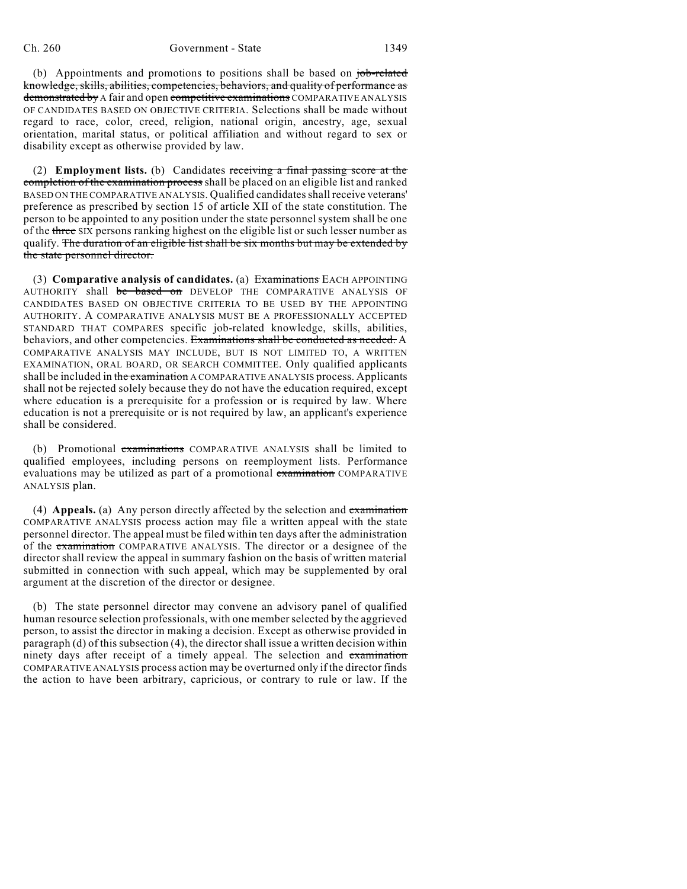(b) Appointments and promotions to positions shall be based on ~~job-related knowledge, skills, abilities, competencies, behaviors, and quality of performance as demonstrated by~~ A fair and open ~~competitive examinations~~ COMPARATIVE ANALYSIS OF CANDIDATES BASED ON OBJECTIVE CRITERIA. Selections shall be made without regard to race, color, creed, religion, national origin, ancestry, age, sexual orientation, marital status, or political affiliation and without regard to sex or disability except as otherwise provided by law.

(2) **Employment lists.** (b) Candidates ~~receiving a final passing score at the completion of the examination process~~ shall be placed on an eligible list and ranked BASED ON THE COMPARATIVE ANALYSIS. Qualified candidates shall receive veterans' preference as prescribed by section 15 of article XII of the state constitution. The person to be appointed to any position under the state personnel system shall be one of the ~~three~~ SIX persons ranking highest on the eligible list or such lesser number as qualify. ~~The duration of an eligible list shall be six months but may be extended by the state personnel director.~~

(3) **Comparative analysis of candidates.** (a) ~~Examinations~~ EACH APPOINTING AUTHORITY shall ~~be based on~~ DEVELOP THE COMPARATIVE ANALYSIS OF CANDIDATES BASED ON OBJECTIVE CRITERIA TO BE USED BY THE APPOINTING AUTHORITY. A COMPARATIVE ANALYSIS MUST BE A PROFESSIONALLY ACCEPTED STANDARD THAT COMPARES specific job-related knowledge, skills, abilities, behaviors, and other competencies. ~~Examinations shall be conducted as needed.~~ A COMPARATIVE ANALYSIS MAY INCLUDE, BUT IS NOT LIMITED TO, A WRITTEN EXAMINATION, ORAL BOARD, OR SEARCH COMMITTEE. Only qualified applicants shall be included in ~~the examination~~ A COMPARATIVE ANALYSIS process. Applicants shall not be rejected solely because they do not have the education required, except where education is a prerequisite for a profession or is required by law. Where education is not a prerequisite or is not required by law, an applicant's experience shall be considered.

(b) Promotional ~~examinations~~ COMPARATIVE ANALYSIS shall be limited to qualified employees, including persons on reemployment lists. Performance evaluations may be utilized as part of a promotional ~~examination~~ COMPARATIVE ANALYSIS plan.

(4) **Appeals.** (a) Any person directly affected by the selection and ~~examination~~ COMPARATIVE ANALYSIS process action may file a written appeal with the state personnel director. The appeal must be filed within ten days after the administration of the ~~examination~~ COMPARATIVE ANALYSIS. The director or a designee of the director shall review the appeal in summary fashion on the basis of written material submitted in connection with such appeal, which may be supplemented by oral argument at the discretion of the director or designee.

(b) The state personnel director may convene an advisory panel of qualified human resource selection professionals, with one member selected by the aggrieved person, to assist the director in making a decision. Except as otherwise provided in paragraph (d) of this subsection (4), the director shall issue a written decision within ninety days after receipt of a timely appeal. The selection and ~~examination~~ COMPARATIVE ANALYSIS process action may be overturned only if the director finds the action to have been arbitrary, capricious, or contrary to rule or law. If the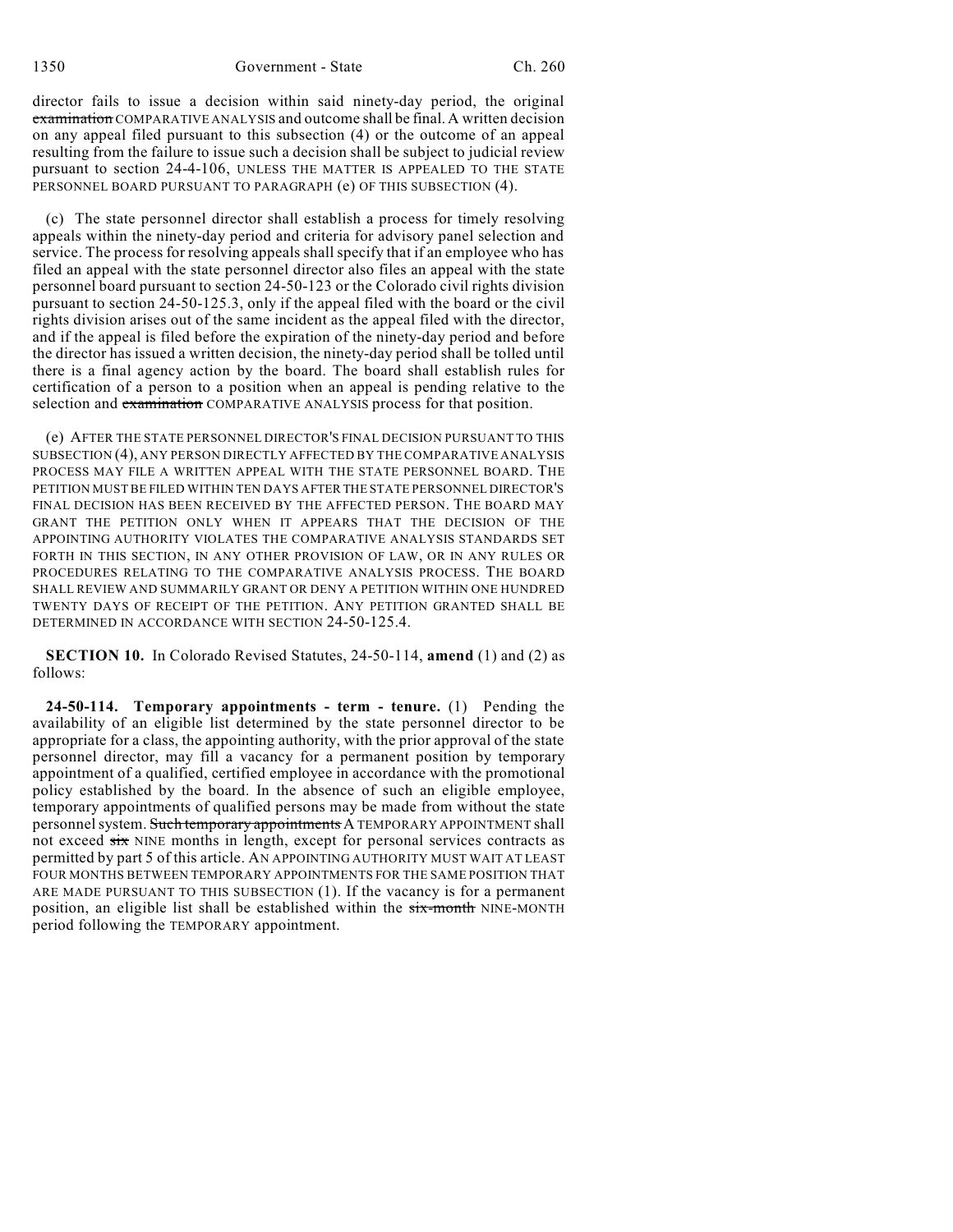director fails to issue a decision within said ninety-day period, the original ~~examination~~ COMPARATIVE ANALYSIS and outcome shall be final. A written decision on any appeal filed pursuant to this subsection (4) or the outcome of an appeal resulting from the failure to issue such a decision shall be subject to judicial review pursuant to section 24-4-106, UNLESS THE MATTER IS APPEALED TO THE STATE PERSONNEL BOARD PURSUANT TO PARAGRAPH (e) OF THIS SUBSECTION (4).

(c) The state personnel director shall establish a process for timely resolving appeals within the ninety-day period and criteria for advisory panel selection and service. The process for resolving appeals shall specify that if an employee who has filed an appeal with the state personnel director also files an appeal with the state personnel board pursuant to section 24-50-123 or the Colorado civil rights division pursuant to section 24-50-125.3, only if the appeal filed with the board or the civil rights division arises out of the same incident as the appeal filed with the director, and if the appeal is filed before the expiration of the ninety-day period and before the director has issued a written decision, the ninety-day period shall be tolled until there is a final agency action by the board. The board shall establish rules for certification of a person to a position when an appeal is pending relative to the selection and ~~examination~~ COMPARATIVE ANALYSIS process for that position.

(e) AFTER THE STATE PERSONNEL DIRECTOR'S FINAL DECISION PURSUANT TO THIS SUBSECTION (4), ANY PERSON DIRECTLY AFFECTED BY THE COMPARATIVE ANALYSIS PROCESS MAY FILE A WRITTEN APPEAL WITH THE STATE PERSONNEL BOARD. THE PETITION MUST BE FILED WITHIN TEN DAYS AFTER THE STATE PERSONNEL DIRECTOR'S FINAL DECISION HAS BEEN RECEIVED BY THE AFFECTED PERSON. THE BOARD MAY GRANT THE PETITION ONLY WHEN IT APPEARS THAT THE DECISION OF THE APPOINTING AUTHORITY VIOLATES THE COMPARATIVE ANALYSIS STANDARDS SET FORTH IN THIS SECTION, IN ANY OTHER PROVISION OF LAW, OR IN ANY RULES OR PROCEDURES RELATING TO THE COMPARATIVE ANALYSIS PROCESS. THE BOARD SHALL REVIEW AND SUMMARILY GRANT OR DENY A PETITION WITHIN ONE HUNDRED TWENTY DAYS OF RECEIPT OF THE PETITION. ANY PETITION GRANTED SHALL BE DETERMINED IN ACCORDANCE WITH SECTION 24-50-125.4.

**SECTION 10.** In Colorado Revised Statutes, 24-50-114, **amend** (1) and (2) as follows:

**24-50-114. Temporary appointments - term - tenure.** (1) Pending the availability of an eligible list determined by the state personnel director to be appropriate for a class, the appointing authority, with the prior approval of the state personnel director, may fill a vacancy for a permanent position by temporary appointment of a qualified, certified employee in accordance with the promotional policy established by the board. In the absence of such an eligible employee, temporary appointments of qualified persons may be made from without the state personnel system. ~~Such temporary appointments~~ A TEMPORARY APPOINTMENT shall not exceed ~~six~~ NINE months in length, except for personal services contracts as permitted by part 5 of this article. AN APPOINTING AUTHORITY MUST WAIT AT LEAST FOUR MONTHS BETWEEN TEMPORARY APPOINTMENTS FOR THE SAME POSITION THAT ARE MADE PURSUANT TO THIS SUBSECTION (1). If the vacancy is for a permanent position, an eligible list shall be established within the ~~six-month~~ NINE-MONTH period following the TEMPORARY appointment.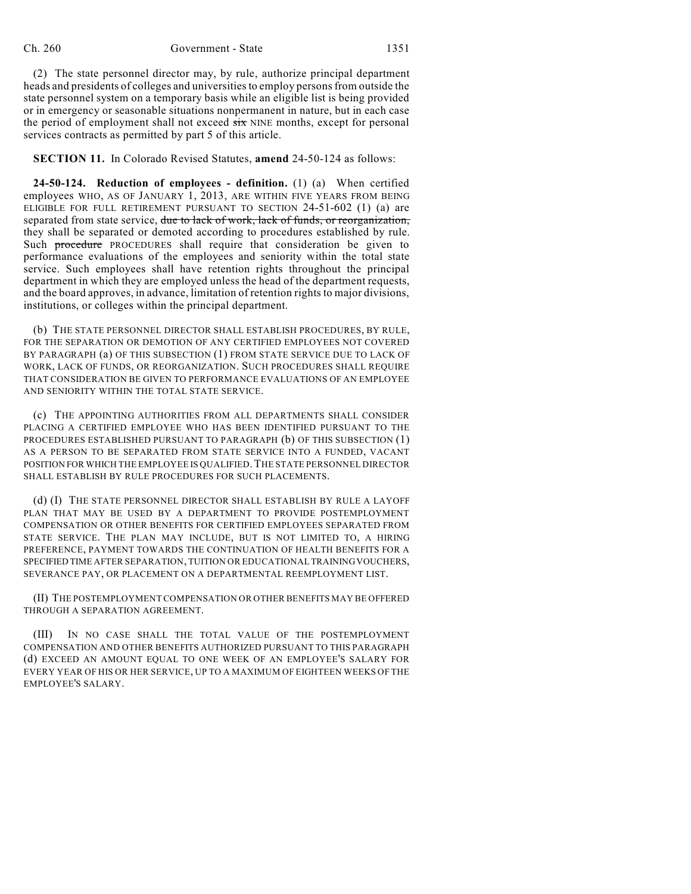(2) The state personnel director may, by rule, authorize principal department heads and presidents of colleges and universities to employ persons from outside the state personnel system on a temporary basis while an eligible list is being provided or in emergency or seasonable situations nonpermanent in nature, but in each case the period of employment shall not exceed ~~six~~ NINE months, except for personal services contracts as permitted by part 5 of this article.

**SECTION 11.** In Colorado Revised Statutes, **amend** 24-50-124 as follows:

**24-50-124. Reduction of employees - definition.** (1) (a) When certified employees WHO, AS OF JANUARY 1, 2013, ARE WITHIN FIVE YEARS FROM BEING ELIGIBLE FOR FULL RETIREMENT PURSUANT TO SECTION 24-51-602 (1) (a) are separated from state service, ~~due to lack of work, lack of funds, or reorganization,~~ they shall be separated or demoted according to procedures established by rule. Such ~~procedure~~ PROCEDURES shall require that consideration be given to performance evaluations of the employees and seniority within the total state service. Such employees shall have retention rights throughout the principal department in which they are employed unless the head of the department requests, and the board approves, in advance, limitation of retention rights to major divisions, institutions, or colleges within the principal department.

(b) THE STATE PERSONNEL DIRECTOR SHALL ESTABLISH PROCEDURES, BY RULE, FOR THE SEPARATION OR DEMOTION OF ANY CERTIFIED EMPLOYEES NOT COVERED BY PARAGRAPH (a) OF THIS SUBSECTION (1) FROM STATE SERVICE DUE TO LACK OF WORK, LACK OF FUNDS, OR REORGANIZATION. SUCH PROCEDURES SHALL REQUIRE THAT CONSIDERATION BE GIVEN TO PERFORMANCE EVALUATIONS OF AN EMPLOYEE AND SENIORITY WITHIN THE TOTAL STATE SERVICE.

(c) THE APPOINTING AUTHORITIES FROM ALL DEPARTMENTS SHALL CONSIDER PLACING A CERTIFIED EMPLOYEE WHO HAS BEEN IDENTIFIED PURSUANT TO THE PROCEDURES ESTABLISHED PURSUANT TO PARAGRAPH (b) OF THIS SUBSECTION (1) AS A PERSON TO BE SEPARATED FROM STATE SERVICE INTO A FUNDED, VACANT POSITION FOR WHICH THE EMPLOYEE IS QUALIFIED. THE STATE PERSONNEL DIRECTOR SHALL ESTABLISH BY RULE PROCEDURES FOR SUCH PLACEMENTS.

(d) (I) THE STATE PERSONNEL DIRECTOR SHALL ESTABLISH BY RULE A LAYOFF PLAN THAT MAY BE USED BY A DEPARTMENT TO PROVIDE POSTEMPLOYMENT COMPENSATION OR OTHER BENEFITS FOR CERTIFIED EMPLOYEES SEPARATED FROM STATE SERVICE. THE PLAN MAY INCLUDE, BUT IS NOT LIMITED TO, A HIRING PREFERENCE, PAYMENT TOWARDS THE CONTINUATION OF HEALTH BENEFITS FOR A SPECIFIED TIME AFTER SEPARATION, TUITION OR EDUCATIONAL TRAINING VOUCHERS, SEVERANCE PAY, OR PLACEMENT ON A DEPARTMENTAL REEMPLOYMENT LIST.

(II) THE POSTEMPLOYMENT COMPENSATION OR OTHER BENEFITS MAY BE OFFERED THROUGH A SEPARATION AGREEMENT.

(III) IN NO CASE SHALL THE TOTAL VALUE OF THE POSTEMPLOYMENT COMPENSATION AND OTHER BENEFITS AUTHORIZED PURSUANT TO THIS PARAGRAPH (d) EXCEED AN AMOUNT EQUAL TO ONE WEEK OF AN EMPLOYEE'S SALARY FOR EVERY YEAR OF HIS OR HER SERVICE, UP TO A MAXIMUM OF EIGHTEEN WEEKS OF THE EMPLOYEE'S SALARY.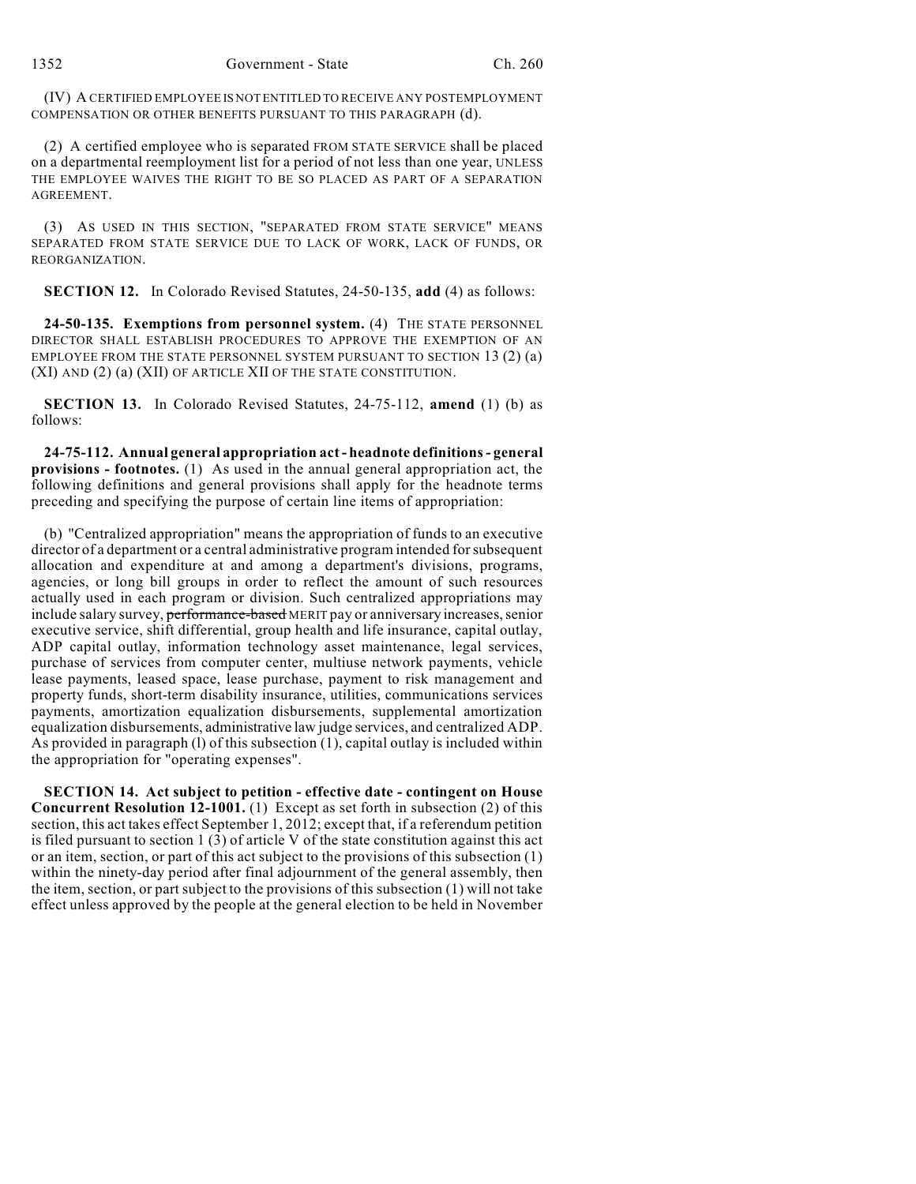(IV) A CERTIFIED EMPLOYEE IS NOT ENTITLED TO RECEIVE ANY POSTEMPLOYMENT COMPENSATION OR OTHER BENEFITS PURSUANT TO THIS PARAGRAPH (d).

(2) A certified employee who is separated FROM STATE SERVICE shall be placed on a departmental reemployment list for a period of not less than one year, UNLESS THE EMPLOYEE WAIVES THE RIGHT TO BE SO PLACED AS PART OF A SEPARATION AGREEMENT.

(3) AS USED IN THIS SECTION, "SEPARATED FROM STATE SERVICE" MEANS SEPARATED FROM STATE SERVICE DUE TO LACK OF WORK, LACK OF FUNDS, OR REORGANIZATION.

**SECTION 12.** In Colorado Revised Statutes, 24-50-135, **add** (4) as follows:

**24-50-135. Exemptions from personnel system.** (4) THE STATE PERSONNEL DIRECTOR SHALL ESTABLISH PROCEDURES TO APPROVE THE EXEMPTION OF AN EMPLOYEE FROM THE STATE PERSONNEL SYSTEM PURSUANT TO SECTION 13 (2) (a) (XI) AND (2) (a) (XII) OF ARTICLE XII OF THE STATE CONSTITUTION.

**SECTION 13.** In Colorado Revised Statutes, 24-75-112, **amend** (1) (b) as follows:

**24-75-112. Annual general appropriation act - headnote definitions - general provisions - footnotes.** (1) As used in the annual general appropriation act, the following definitions and general provisions shall apply for the headnote terms preceding and specifying the purpose of certain line items of appropriation:

(b) "Centralized appropriation" means the appropriation of funds to an executive director of a department or a central administrative program intended for subsequent allocation and expenditure at and among a department's divisions, programs, agencies, or long bill groups in order to reflect the amount of such resources actually used in each program or division. Such centralized appropriations may include salary survey, ~~performance-based~~ MERIT pay or anniversary increases, senior executive service, shift differential, group health and life insurance, capital outlay, ADP capital outlay, information technology asset maintenance, legal services, purchase of services from computer center, multiuse network payments, vehicle lease payments, leased space, lease purchase, payment to risk management and property funds, short-term disability insurance, utilities, communications services payments, amortization equalization disbursements, supplemental amortization equalization disbursements, administrative law judge services, and centralized ADP. As provided in paragraph (l) of this subsection (1), capital outlay is included within the appropriation for "operating expenses".

**SECTION 14. Act subject to petition - effective date - contingent on House Concurrent Resolution 12-1001.** (1) Except as set forth in subsection (2) of this section, this act takes effect September 1, 2012; except that, if a referendum petition is filed pursuant to section 1 (3) of article V of the state constitution against this act or an item, section, or part of this act subject to the provisions of this subsection (1) within the ninety-day period after final adjournment of the general assembly, then the item, section, or part subject to the provisions of this subsection (1) will not take effect unless approved by the people at the general election to be held in November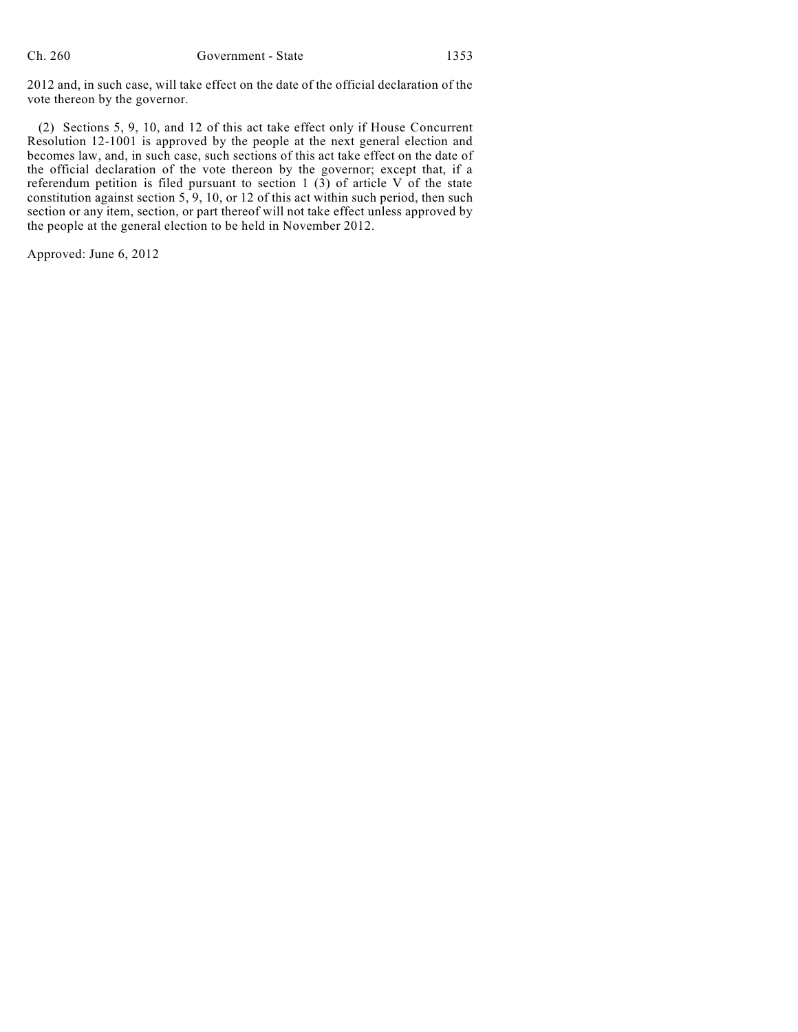2012 and, in such case, will take effect on the date of the official declaration of the vote thereon by the governor.

(2) Sections 5, 9, 10, and 12 of this act take effect only if House Concurrent Resolution 12-1001 is approved by the people at the next general election and becomes law, and, in such case, such sections of this act take effect on the date of the official declaration of the vote thereon by the governor; except that, if a referendum petition is filed pursuant to section 1 (3) of article V of the state constitution against section 5, 9, 10, or 12 of this act within such period, then such section or any item, section, or part thereof will not take effect unless approved by the people at the general election to be held in November 2012.

Approved: June 6, 2012